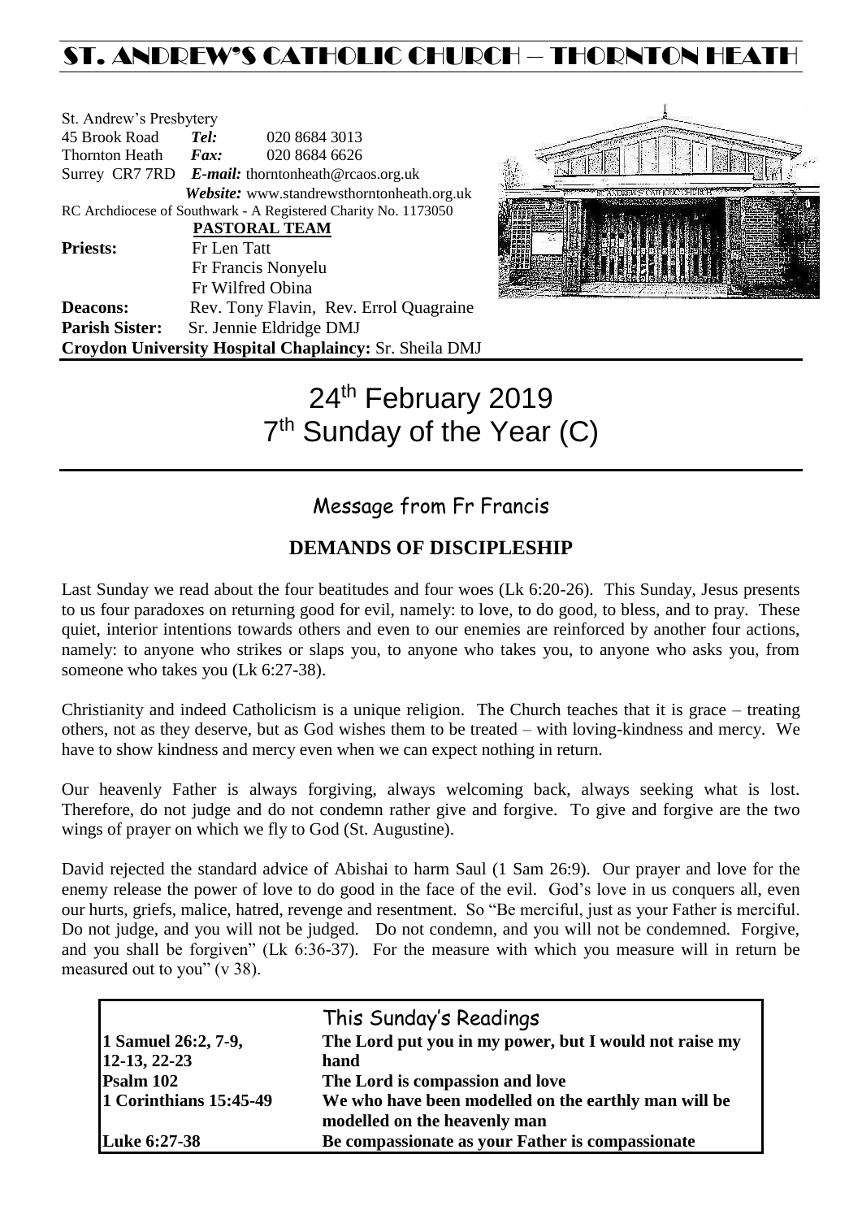# ST. ANDREW'S CATHOLIC CHURCH – THORNTON HEATH

St. Andrew's Presbytery
45 Brook Road *Tel:* 020 8684 3013
Thornton Heath *Fax:* 020 8684 6626
Surrey CR7 7RD *E-mail:* thorntonheath@rcaos.org.uk
*Website:* www.standrewsthorntonheath.org.uk
RC Archdiocese of Southwark - A Registered Charity No. 1173050

**PASTORAL TEAM**

**Priests:** Fr Len Tatt
Fr Francis Nonyelu
Fr Wilfred Obina
**Deacons:** Rev. Tony Flavin, Rev. Errol Quagraine
**Parish Sister:** Sr. Jennie Eldridge DMJ
**Croydon University Hospital Chaplaincy:** Sr. Sheila DMJ

# 24th February 2019
# 7th Sunday of the Year (C)

## Message from Fr Francis

### DEMANDS OF DISCIPLESHIP

Last Sunday we read about the four beatitudes and four woes (Lk 6:20-26). This Sunday, Jesus presents to us four paradoxes on returning good for evil, namely: to love, to do good, to bless, and to pray. These quiet, interior intentions towards others and even to our enemies are reinforced by another four actions, namely: to anyone who strikes or slaps you, to anyone who takes you, to anyone who asks you, from someone who takes you (Lk 6:27-38).

Christianity and indeed Catholicism is a unique religion. The Church teaches that it is grace – treating others, not as they deserve, but as God wishes them to be treated – with loving-kindness and mercy. We have to show kindness and mercy even when we can expect nothing in return.

Our heavenly Father is always forgiving, always welcoming back, always seeking what is lost. Therefore, do not judge and do not condemn rather give and forgive. To give and forgive are the two wings of prayer on which we fly to God (St. Augustine).

David rejected the standard advice of Abishai to harm Saul (1 Sam 26:9). Our prayer and love for the enemy release the power of love to do good in the face of the evil. God's love in us conquers all, even our hurts, griefs, malice, hatred, revenge and resentment. So "Be merciful, just as your Father is merciful. Do not judge, and you will not be judged. Do not condemn, and you will not be condemned. Forgive, and you shall be forgiven" (Lk 6:36-37). For the measure with which you measure will in return be measured out to you" (v 38).

## This Sunday's Readings

| | |
|---|---|
| **1 Samuel 26:2, 7-9, 12-13, 22-23** | **The Lord put you in my power, but I would not raise my hand** |
| **Psalm 102** | **The Lord is compassion and love** |
| **1 Corinthians 15:45-49** | **We who have been modelled on the earthly man will be modelled on the heavenly man** |
| **Luke 6:27-38** | **Be compassionate as your Father is compassionate** |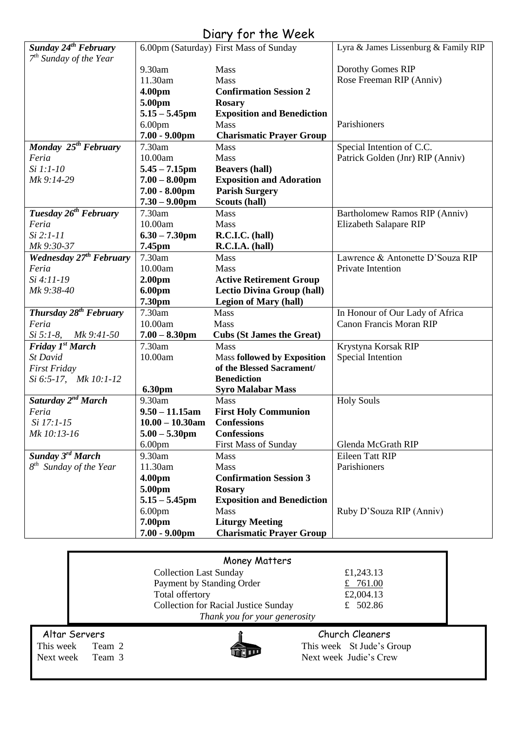# Diary for the Week

| Day | Time | Event | Intention |
|---|---|---|---|
| ***Sunday 24th February*** | 6.00pm (Saturday) | First Mass of Sunday | Lyra & James Lissenburg & Family RIP |
| *7th Sunday of the Year* | | | |
| | 9.30am | Mass | Dorothy Gomes RIP |
| | 11.30am | Mass | Rose Freeman RIP (Anniv) |
| | **4.00pm** | **Confirmation Session 2** | |
| | **5.00pm** | **Rosary** | |
| | **5.15 – 5.45pm** | **Exposition and Benediction** | |
| | 6.00pm | Mass | Parishioners |
| | **7.00 - 9.00pm** | **Charismatic Prayer Group** | |
| ***Monday 25th February*** | 7.30am | Mass | Special Intention of C.C. |
| *Feria* | 10.00am | Mass | Patrick Golden (Jnr) RIP (Anniv) |
| *Si 1:1-10* | **5.45 – 7.15pm** | **Beavers (hall)** | |
| *Mk 9:14-29* | **7.00 – 8.00pm** | **Exposition and Adoration** | |
| | **7.00 - 8.00pm** | **Parish Surgery** | |
| | **7.30 – 9.00pm** | **Scouts (hall)** | |
| ***Tuesday 26th February*** | 7.30am | Mass | Bartholomew Ramos RIP (Anniv) |
| *Feria* | 10.00am | Mass | Elizabeth Salapare RIP |
| *Si 2:1-11* | **6.30 – 7.30pm** | **R.C.I.C. (hall)** | |
| *Mk 9:30-37* | **7.45pm** | **R.C.I.A. (hall)** | |
| ***Wednesday 27th February*** | 7.30am | Mass | Lawrence & Antonette D'Souza RIP |
| *Feria* | 10.00am | Mass | Private Intention |
| *Si 4:11-19* | **2.00pm** | **Active Retirement Group** | |
| *Mk 9:38-40* | **6.00pm** | **Lectio Divina Group (hall)** | |
| | **7.30pm** | **Legion of Mary (hall)** | |
| ***Thursday 28th February*** | 7.30am | Mass | In Honour of Our Lady of Africa |
| *Feria* | 10.00am | Mass | Canon Francis Moran RIP |
| *Si 5:1-8, Mk 9:41-50* | **7.00 – 8.30pm** | **Cubs (St James the Great)** | |
| ***Friday 1st March*** | 7.30am | Mass | Krystyna Korsak RIP |
| *St David* | 10.00am | Mass **followed by Exposition of the Blessed Sacrament/ Benediction** | Special Intention |
| *First Friday* | | | |
| *Si 6:5-17, Mk 10:1-12* | **6.30pm** | **Syro Malabar Mass** | |
| ***Saturday 2nd March*** | 9.30am | Mass | Holy Souls |
| *Feria* | **9.50 – 11.15am** | **First Holy Communion** | |
| *Si 17:1-15* | **10.00 – 10.30am** | **Confessions** | |
| *Mk 10:13-16* | **5.00 – 5.30pm** | **Confessions** | |
| | 6.00pm | First Mass of Sunday | Glenda McGrath RIP |
| ***Sunday 3rd March*** | 9.30am | Mass | Eileen Tatt RIP |
| *8th Sunday of the Year* | 11.30am | Mass | Parishioners |
| | **4.00pm** | **Confirmation Session 3** | |
| | **5.00pm** | **Rosary** | |
| | **5.15 – 5.45pm** | **Exposition and Benediction** | |
| | 6.00pm | Mass | Ruby D'Souza RIP (Anniv) |
| | **7.00pm** | **Liturgy Meeting** | |
| | **7.00 - 9.00pm** | **Charismatic Prayer Group** | |

## Money Matters

| | |
|---|---|
| Collection Last Sunday | £1,243.13 |
| Payment by Standing Order | £ 761.00 |
| Total offertory | £2,004.13 |
| Collection for Racial Justice Sunday | £ 502.86 |

*Thank you for your generosity*

## Altar Servers

This week Team 2
Next week Team 3

## Church Cleaners

This week St Jude's Group
Next week Judie's Crew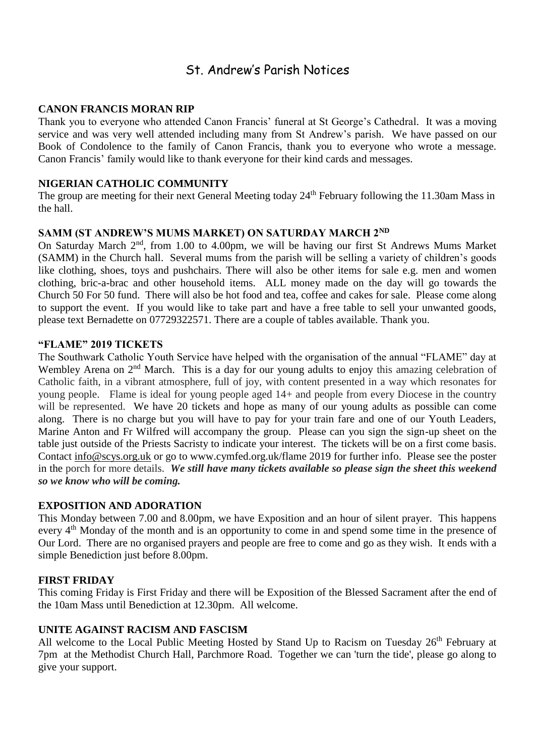# St. Andrew's Parish Notices

**CANON FRANCIS MORAN RIP**

Thank you to everyone who attended Canon Francis' funeral at St George's Cathedral. It was a moving service and was very well attended including many from St Andrew's parish. We have passed on our Book of Condolence to the family of Canon Francis, thank you to everyone who wrote a message. Canon Francis' family would like to thank everyone for their kind cards and messages.

**NIGERIAN CATHOLIC COMMUNITY**

The group are meeting for their next General Meeting today 24th February following the 11.30am Mass in the hall.

**SAMM (ST ANDREW'S MUMS MARKET) ON SATURDAY MARCH 2ND**

On Saturday March 2nd, from 1.00 to 4.00pm, we will be having our first St Andrews Mums Market (SAMM) in the Church hall. Several mums from the parish will be selling a variety of children's goods like clothing, shoes, toys and pushchairs. There will also be other items for sale e.g. men and women clothing, bric-a-brac and other household items. ALL money made on the day will go towards the Church 50 For 50 fund. There will also be hot food and tea, coffee and cakes for sale. Please come along to support the event. If you would like to take part and have a free table to sell your unwanted goods, please text Bernadette on 07729322571. There are a couple of tables available. Thank you.

**"FLAME" 2019 TICKETS**

The Southwark Catholic Youth Service have helped with the organisation of the annual "FLAME" day at Wembley Arena on 2nd March. This is a day for our young adults to enjoy this amazing celebration of Catholic faith, in a vibrant atmosphere, full of joy, with content presented in a way which resonates for young people. Flame is ideal for young people aged 14+ and people from every Diocese in the country will be represented. We have 20 tickets and hope as many of our young adults as possible can come along. There is no charge but you will have to pay for your train fare and one of our Youth Leaders, Marine Anton and Fr Wilfred will accompany the group. Please can you sign the sign-up sheet on the table just outside of the Priests Sacristy to indicate your interest. The tickets will be on a first come basis. Contact info@scys.org.uk or go to www.cymfed.org.uk/flame 2019 for further info. Please see the poster in the porch for more details. ***We still have many tickets available so please sign the sheet this weekend so we know who will be coming.***

**EXPOSITION AND ADORATION**

This Monday between 7.00 and 8.00pm, we have Exposition and an hour of silent prayer. This happens every 4th Monday of the month and is an opportunity to come in and spend some time in the presence of Our Lord. There are no organised prayers and people are free to come and go as they wish. It ends with a simple Benediction just before 8.00pm.

**FIRST FRIDAY**

This coming Friday is First Friday and there will be Exposition of the Blessed Sacrament after the end of the 10am Mass until Benediction at 12.30pm. All welcome.

**UNITE AGAINST RACISM AND FASCISM**

All welcome to the Local Public Meeting Hosted by Stand Up to Racism on Tuesday 26th February at 7pm at the Methodist Church Hall, Parchmore Road. Together we can 'turn the tide', please go along to give your support.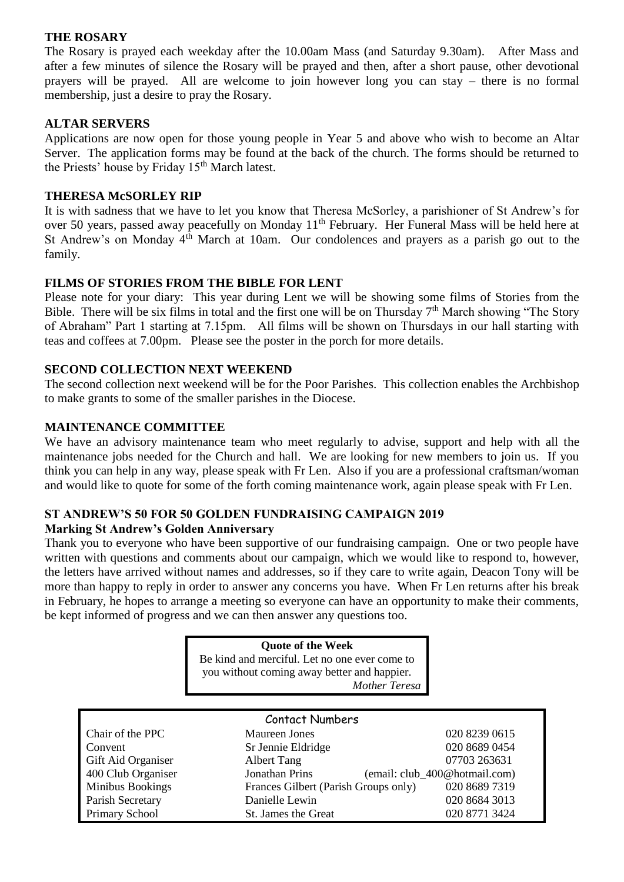**THE ROSARY**

The Rosary is prayed each weekday after the 10.00am Mass (and Saturday 9.30am). After Mass and after a few minutes of silence the Rosary will be prayed and then, after a short pause, other devotional prayers will be prayed. All are welcome to join however long you can stay – there is no formal membership, just a desire to pray the Rosary.

**ALTAR SERVERS**

Applications are now open for those young people in Year 5 and above who wish to become an Altar Server. The application forms may be found at the back of the church. The forms should be returned to the Priests' house by Friday 15th March latest.

**THERESA McSORLEY RIP**

It is with sadness that we have to let you know that Theresa McSorley, a parishioner of St Andrew's for over 50 years, passed away peacefully on Monday 11th February. Her Funeral Mass will be held here at St Andrew's on Monday 4th March at 10am. Our condolences and prayers as a parish go out to the family.

**FILMS OF STORIES FROM THE BIBLE FOR LENT**

Please note for your diary: This year during Lent we will be showing some films of Stories from the Bible. There will be six films in total and the first one will be on Thursday 7th March showing "The Story of Abraham" Part 1 starting at 7.15pm. All films will be shown on Thursdays in our hall starting with teas and coffees at 7.00pm. Please see the poster in the porch for more details.

**SECOND COLLECTION NEXT WEEKEND**

The second collection next weekend will be for the Poor Parishes. This collection enables the Archbishop to make grants to some of the smaller parishes in the Diocese.

**MAINTENANCE COMMITTEE**

We have an advisory maintenance team who meet regularly to advise, support and help with all the maintenance jobs needed for the Church and hall. We are looking for new members to join us. If you think you can help in any way, please speak with Fr Len. Also if you are a professional craftsman/woman and would like to quote for some of the forth coming maintenance work, again please speak with Fr Len.

**ST ANDREW'S 50 FOR 50 GOLDEN FUNDRAISING CAMPAIGN 2019**

**Marking St Andrew's Golden Anniversary**

Thank you to everyone who have been supportive of our fundraising campaign. One or two people have written with questions and comments about our campaign, which we would like to respond to, however, the letters have arrived without names and addresses, so if they care to write again, Deacon Tony will be more than happy to reply in order to answer any concerns you have. When Fr Len returns after his break in February, he hopes to arrange a meeting so everyone can have an opportunity to make their comments, be kept informed of progress and we can then answer any questions too.

**Quote of the Week**

Be kind and merciful. Let no one ever come to you without coming away better and happier.

*Mother Teresa*

**Contact Numbers**

| | | |
|---|---|---|
| Chair of the PPC | Maureen Jones | 020 8239 0615 |
| Convent | Sr Jennie Eldridge | 020 8689 0454 |
| Gift Aid Organiser | Albert Tang | 07703 263631 |
| 400 Club Organiser | Jonathan Prins | (email: club_400@hotmail.com) |
| Minibus Bookings | Frances Gilbert (Parish Groups only) | 020 8689 7319 |
| Parish Secretary | Danielle Lewin | 020 8684 3013 |
| Primary School | St. James the Great | 020 8771 3424 |